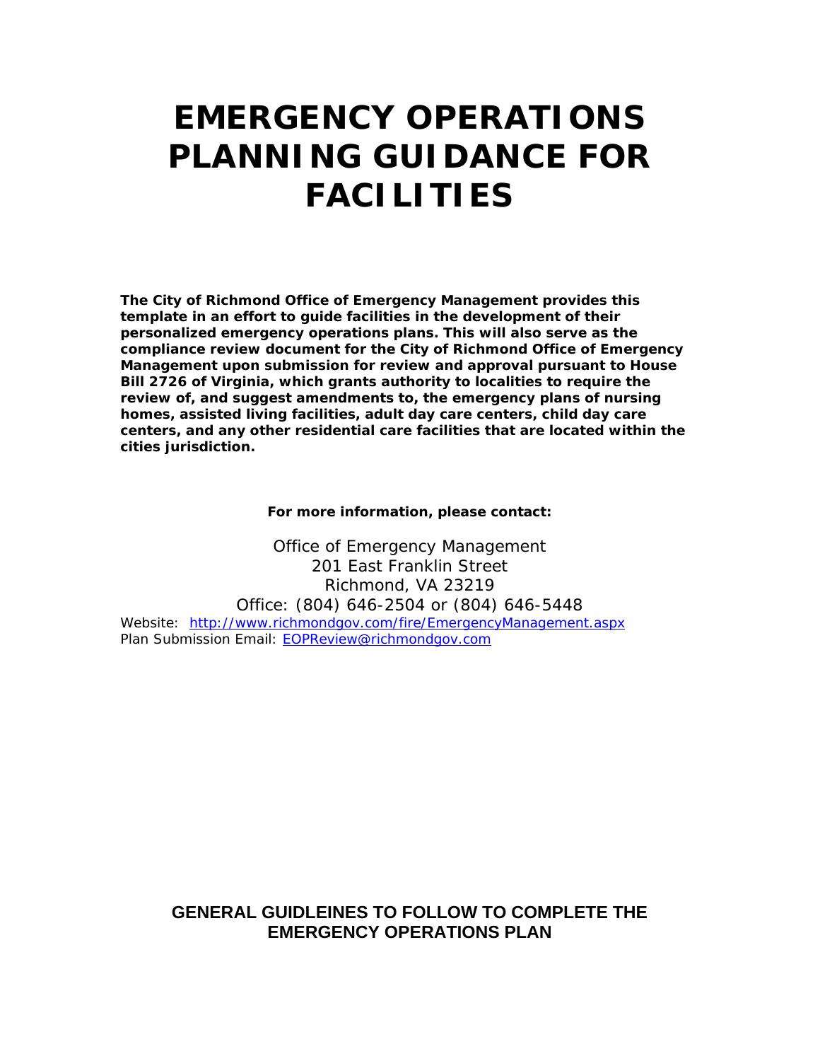# EMERGENCY OPERATIONS PLANNING GUIDANCE FOR FACILITIES

**The City of Richmond Office of Emergency Management provides this template in an effort to guide facilities in the development of their personalized emergency operations plans. This will also serve as the compliance review document for the City of Richmond Office of Emergency Management upon submission for review and approval pursuant to House Bill 2726 of Virginia, which grants authority to localities to require the review of, and suggest amendments to, the emergency plans of nursing homes, assisted living facilities, adult day care centers, child day care centers, and any other residential care facilities that are located within the cities jurisdiction.**

**For more information, please contact:**

Office of Emergency Management
201 East Franklin Street
Richmond, VA 23219
Office: (804) 646-2504 or (804) 646-5448

Website: [http://www.richmondgov.com/fire/EmergencyManagement.aspx](http://www.richmondgov.com/fire/EmergencyManagement.aspx)
Plan Submission Email: [EOPReview@richmondgov.com](mailto:EOPReview@richmondgov.com)

## GENERAL GUIDLEINES TO FOLLOW TO COMPLETE THE EMERGENCY OPERATIONS PLAN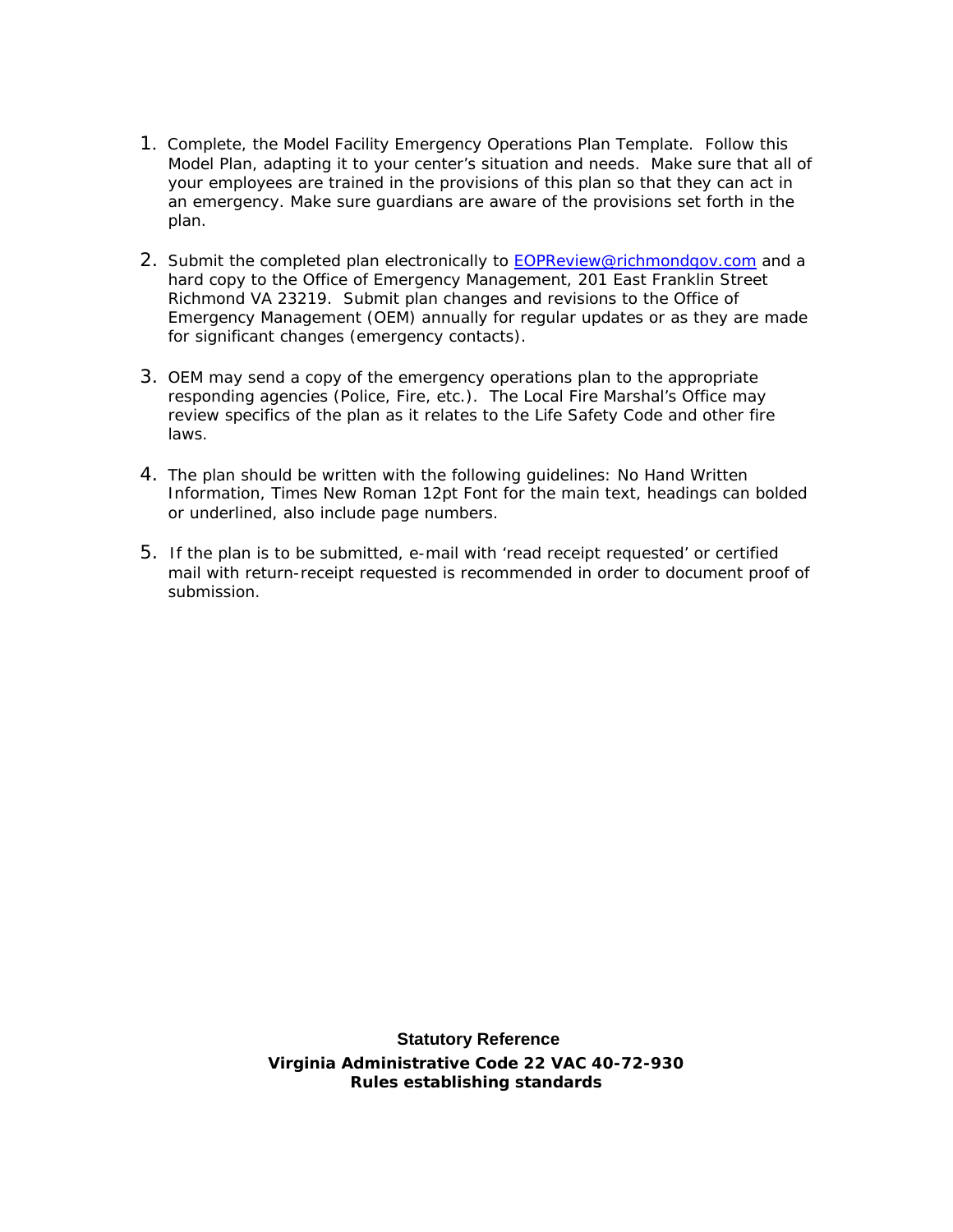1. Complete, the Model Facility Emergency Operations Plan Template. Follow this Model Plan, adapting it to your center's situation and needs. Make sure that all of your employees are trained in the provisions of this plan so that they can act in an emergency. Make sure guardians are aware of the provisions set forth in the plan.

2. Submit the completed plan electronically to EOPReview@richmondgov.com and a hard copy to the Office of Emergency Management, 201 East Franklin Street Richmond VA 23219. Submit plan changes and revisions to the Office of Emergency Management (OEM) annually for regular updates or as they are made for significant changes (emergency contacts).

3. OEM may send a copy of the emergency operations plan to the appropriate responding agencies (Police, Fire, etc.). The Local Fire Marshal's Office may review specifics of the plan as it relates to the Life Safety Code and other fire laws.

4. The plan should be written with the following guidelines: No Hand Written Information, Times New Roman 12pt Font for the main text, headings can bolded or underlined, also include page numbers.

5. If the plan is to be submitted, e-mail with 'read receipt requested' or certified mail with return-receipt requested is recommended in order to document proof of submission.

**Statutory Reference**

**Virginia Administrative Code 22 VAC 40-72-930**
**Rules establishing standards**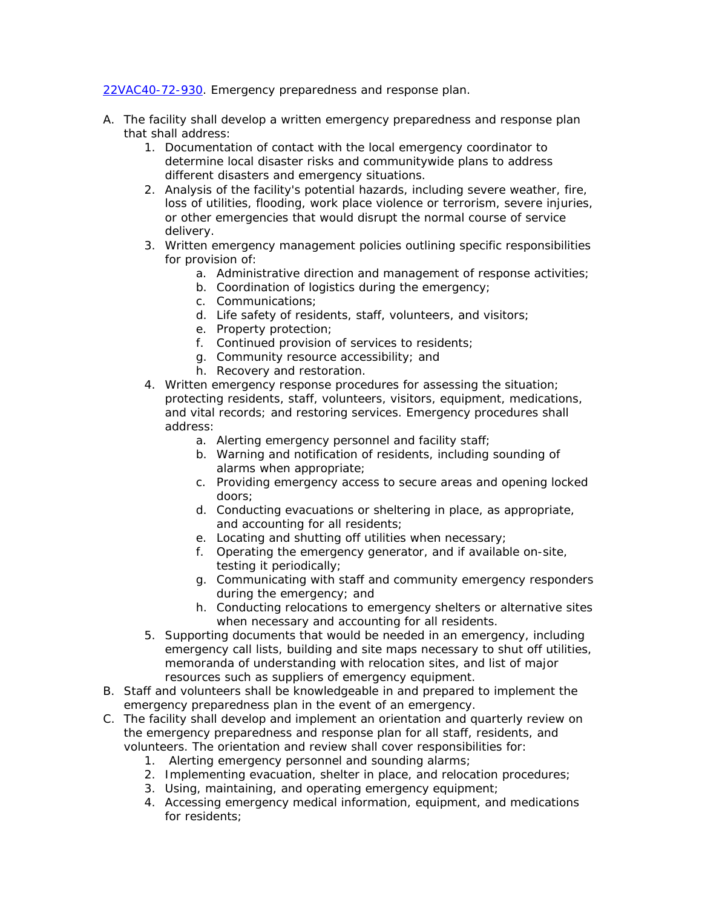[22VAC40-72-930](22VAC40-72-930). Emergency preparedness and response plan.

A. The facility shall develop a written emergency preparedness and response plan that shall address:
    1. Documentation of contact with the local emergency coordinator to determine local disaster risks and communitywide plans to address different disasters and emergency situations.
    2. Analysis of the facility's potential hazards, including severe weather, fire, loss of utilities, flooding, work place violence or terrorism, severe injuries, or other emergencies that would disrupt the normal course of service delivery.
    3. Written emergency management policies outlining specific responsibilities for provision of:
        a. Administrative direction and management of response activities;
        b. Coordination of logistics during the emergency;
        c. Communications;
        d. Life safety of residents, staff, volunteers, and visitors;
        e. Property protection;
        f. Continued provision of services to residents;
        g. Community resource accessibility; and
        h. Recovery and restoration.
    4. Written emergency response procedures for assessing the situation; protecting residents, staff, volunteers, visitors, equipment, medications, and vital records; and restoring services. Emergency procedures shall address:
        a. Alerting emergency personnel and facility staff;
        b. Warning and notification of residents, including sounding of alarms when appropriate;
        c. Providing emergency access to secure areas and opening locked doors;
        d. Conducting evacuations or sheltering in place, as appropriate, and accounting for all residents;
        e. Locating and shutting off utilities when necessary;
        f. Operating the emergency generator, and if available on-site, testing it periodically;
        g. Communicating with staff and community emergency responders during the emergency; and
        h. Conducting relocations to emergency shelters or alternative sites when necessary and accounting for all residents.
    5. Supporting documents that would be needed in an emergency, including emergency call lists, building and site maps necessary to shut off utilities, memoranda of understanding with relocation sites, and list of major resources such as suppliers of emergency equipment.

B. Staff and volunteers shall be knowledgeable in and prepared to implement the emergency preparedness plan in the event of an emergency.

C. The facility shall develop and implement an orientation and quarterly review on the emergency preparedness and response plan for all staff, residents, and volunteers. The orientation and review shall cover responsibilities for:
    1. Alerting emergency personnel and sounding alarms;
    2. Implementing evacuation, shelter in place, and relocation procedures;
    3. Using, maintaining, and operating emergency equipment;
    4. Accessing emergency medical information, equipment, and medications for residents;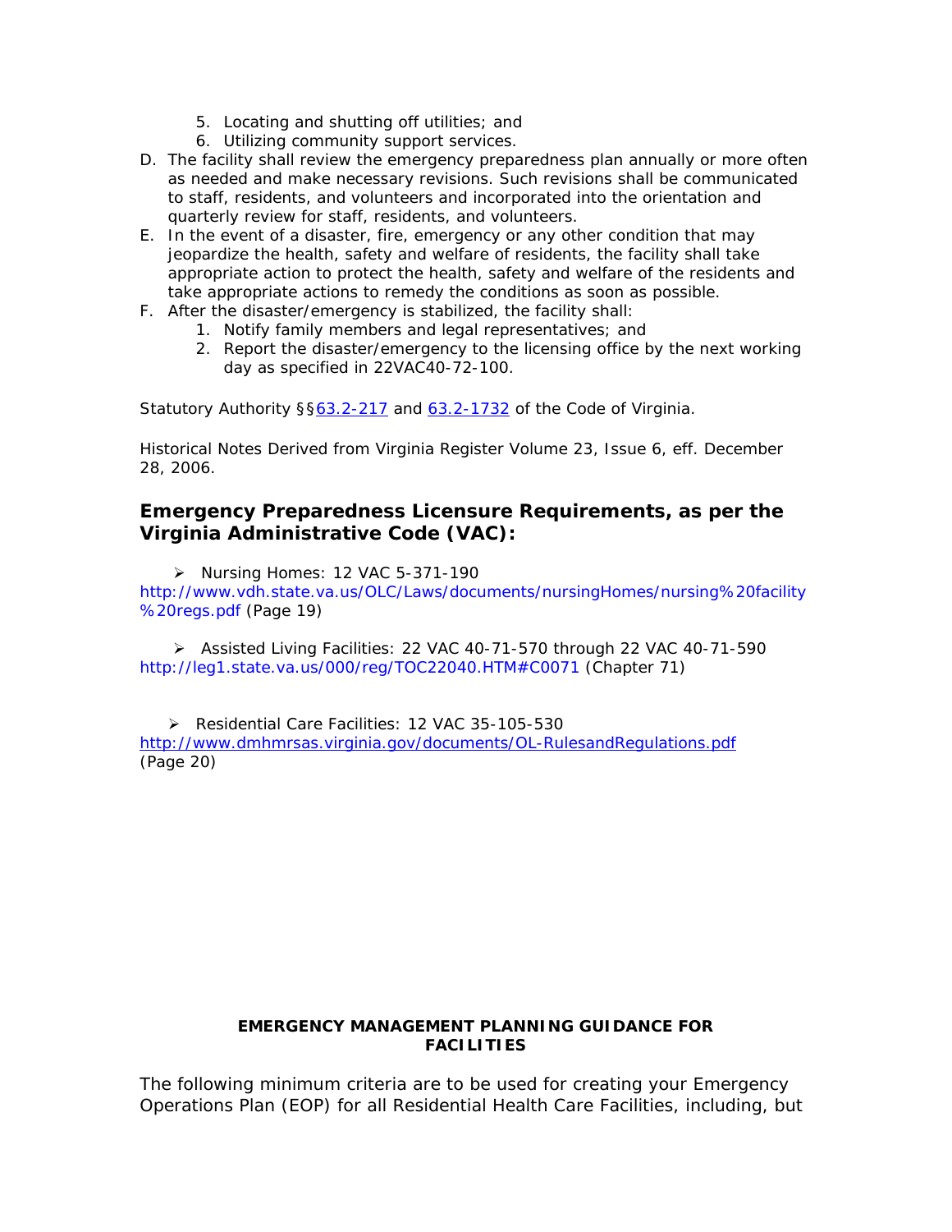5. Locating and shutting off utilities; and
   6. Utilizing community support services.

D. The facility shall review the emergency preparedness plan annually or more often as needed and make necessary revisions. Such revisions shall be communicated to staff, residents, and volunteers and incorporated into the orientation and quarterly review for staff, residents, and volunteers.

E. In the event of a disaster, fire, emergency or any other condition that may jeopardize the health, safety and welfare of residents, the facility shall take appropriate action to protect the health, safety and welfare of the residents and take appropriate actions to remedy the conditions as soon as possible.

F. After the disaster/emergency is stabilized, the facility shall:
   1. Notify family members and legal representatives; and
   2. Report the disaster/emergency to the licensing office by the next working day as specified in 22VAC40-72-100.

Statutory Authority §§63.2-217 and 63.2-1732 of the Code of Virginia.

Historical Notes Derived from Virginia Register Volume 23, Issue 6, eff. December 28, 2006.

## Emergency Preparedness Licensure Requirements, as per the Virginia Administrative Code (VAC):

- Nursing Homes: 12 VAC 5-371-190

http://www.vdh.state.va.us/OLC/Laws/documents/nursingHomes/nursing%20facility%20regs.pdf (Page 19)

- Assisted Living Facilities: 22 VAC 40-71-570 through 22 VAC 40-71-590

http://leg1.state.va.us/000/reg/TOC22040.HTM#C0071 (Chapter 71)

- Residential Care Facilities: 12 VAC 35-105-530

http://www.dmhmrsas.virginia.gov/documents/OL-RulesandRegulations.pdf (Page 20)

**EMERGENCY MANAGEMENT PLANNING GUIDANCE FOR FACILITIES**

The following minimum criteria are to be used for creating your Emergency Operations Plan (EOP) for all Residential Health Care Facilities, including, but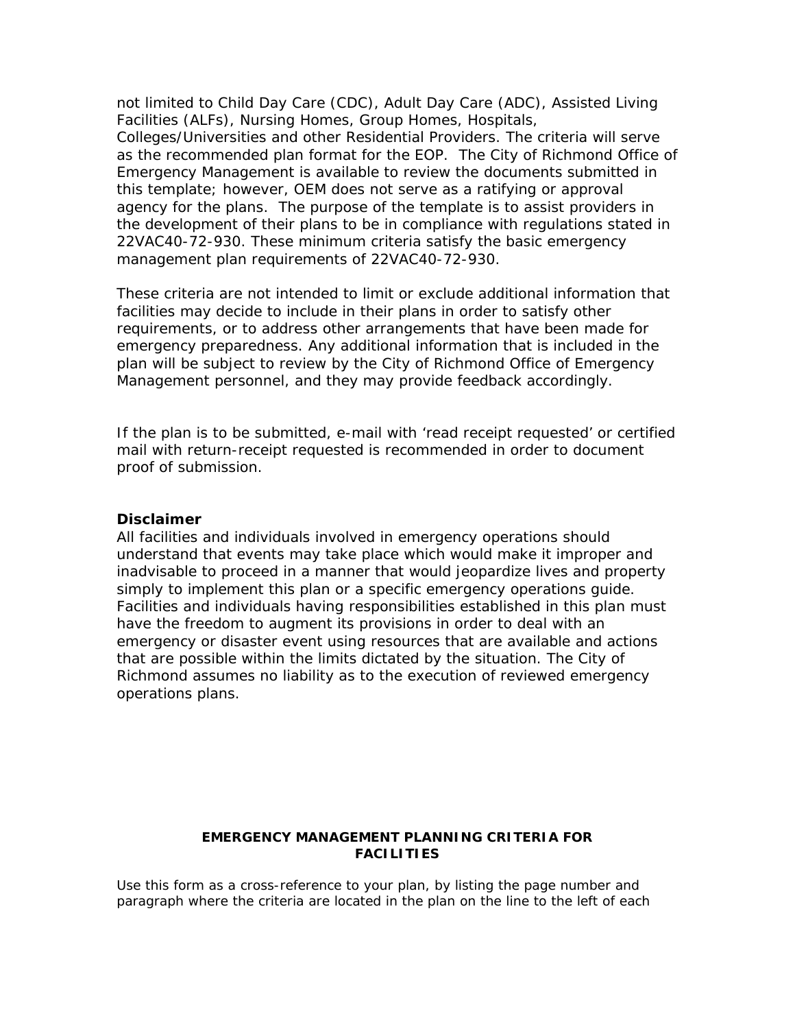not limited to Child Day Care (CDC), Adult Day Care (ADC), Assisted Living Facilities (ALFs), Nursing Homes, Group Homes, Hospitals, Colleges/Universities and other Residential Providers. The criteria will serve as the recommended plan format for the EOP. The City of Richmond Office of Emergency Management is available to review the documents submitted in this template; however, OEM does not serve as a ratifying or approval agency for the plans. The purpose of the template is to assist providers in the development of their plans to be in compliance with regulations stated in 22VAC40-72-930. These minimum criteria satisfy the basic emergency management plan requirements of 22VAC40-72-930.

These criteria are not intended to limit or exclude additional information that facilities may decide to include in their plans in order to satisfy other requirements, or to address other arrangements that have been made for emergency preparedness. Any additional information that is included in the plan will be subject to review by the City of Richmond Office of Emergency Management personnel, and they may provide feedback accordingly.

If the plan is to be submitted, e-mail with 'read receipt requested' or certified mail with return-receipt requested is recommended in order to document proof of submission.

**Disclaimer**

All facilities and individuals involved in emergency operations should understand that events may take place which would make it improper and inadvisable to proceed in a manner that would jeopardize lives and property simply to implement this plan or a specific emergency operations guide. Facilities and individuals having responsibilities established in this plan must have the freedom to augment its provisions in order to deal with an emergency or disaster event using resources that are available and actions that are possible within the limits dictated by the situation. The City of Richmond assumes no liability as to the execution of reviewed emergency operations plans.

**EMERGENCY MANAGEMENT PLANNING CRITERIA FOR FACILITIES**

Use this form as a cross-reference to your plan, by listing the page number and paragraph where the criteria are located in the plan on the line to the left of each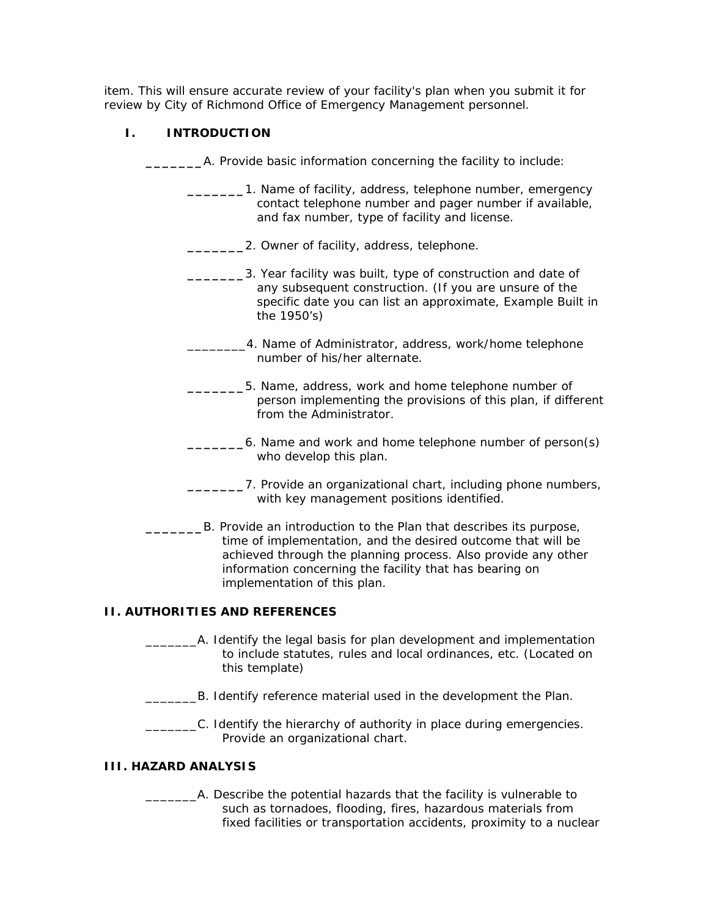item. This will ensure accurate review of your facility's plan when you submit it for review by City of Richmond Office of Emergency Management personnel.

## I. INTRODUCTION

_______A. Provide basic information concerning the facility to include:

_______1. Name of facility, address, telephone number, emergency contact telephone number and pager number if available, and fax number, type of facility and license.

_______2. Owner of facility, address, telephone.

_______3. Year facility was built, type of construction and date of any subsequent construction. (If you are unsure of the specific date you can list an approximate, Example Built in the 1950's)

________4. Name of Administrator, address, work/home telephone number of his/her alternate.

_______5. Name, address, work and home telephone number of person implementing the provisions of this plan, if different from the Administrator.

_______6. Name and work and home telephone number of person(s) who develop this plan.

_______7. Provide an organizational chart, including phone numbers, with key management positions identified.

_______B. Provide an introduction to the Plan that describes its purpose, time of implementation, and the desired outcome that will be achieved through the planning process. Also provide any other information concerning the facility that has bearing on implementation of this plan.

## II. AUTHORITIES AND REFERENCES

_______A. Identify the legal basis for plan development and implementation to include statutes, rules and local ordinances, etc. (Located on this template)

_______B. Identify reference material used in the development the Plan.

_______C. Identify the hierarchy of authority in place during emergencies. Provide an organizational chart.

## III. HAZARD ANALYSIS

_______A. Describe the potential hazards that the facility is vulnerable to such as tornadoes, flooding, fires, hazardous materials from fixed facilities or transportation accidents, proximity to a nuclear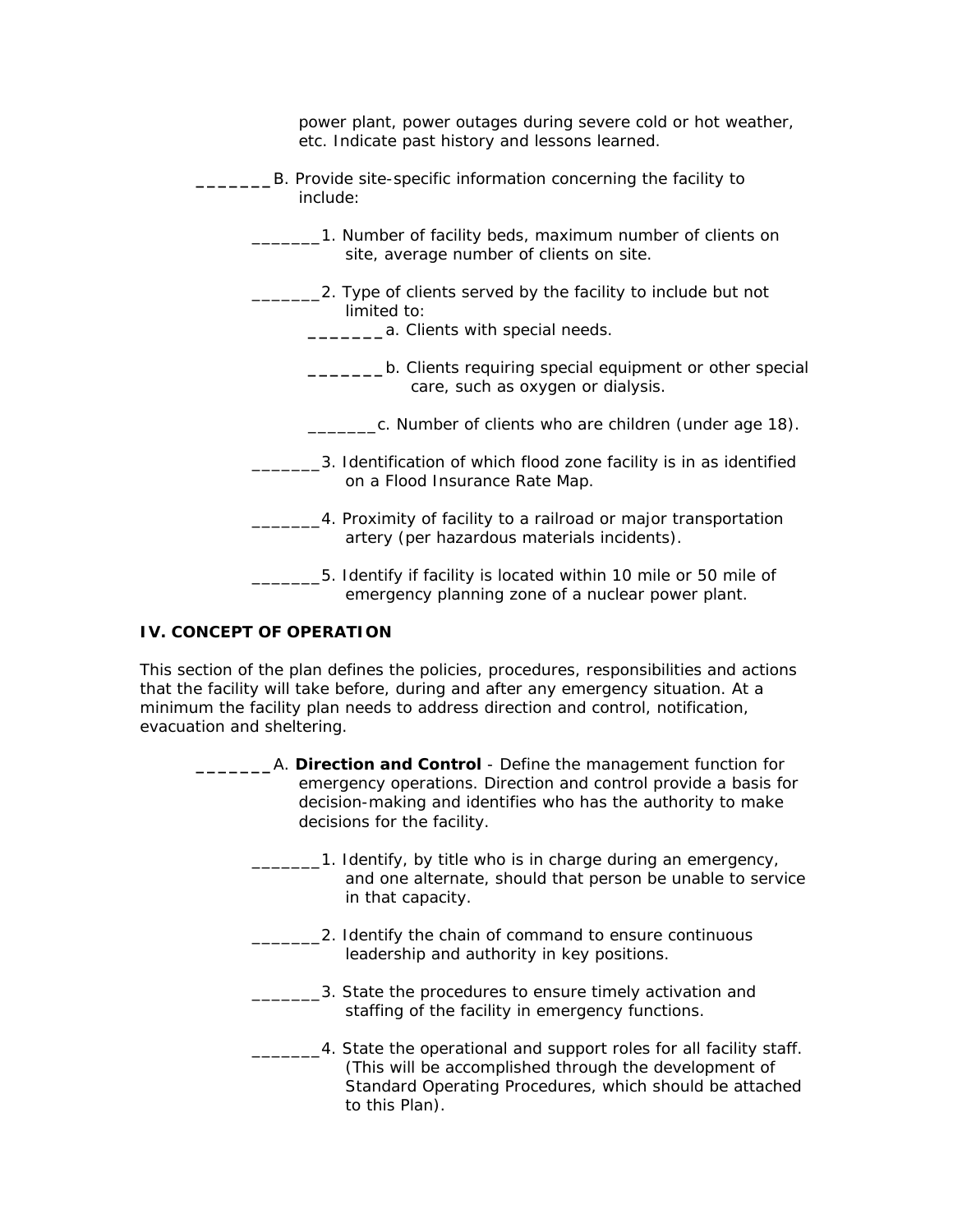power plant, power outages during severe cold or hot weather, etc. Indicate past history and lessons learned.

_______B. Provide site-specific information concerning the facility to include:

_______1. Number of facility beds, maximum number of clients on site, average number of clients on site.

_______2. Type of clients served by the facility to include but not limited to:

_______a. Clients with special needs.

_______b. Clients requiring special equipment or other special care, such as oxygen or dialysis.

_______c. Number of clients who are children (under age 18).

_______3. Identification of which flood zone facility is in as identified on a Flood Insurance Rate Map.

_______4. Proximity of facility to a railroad or major transportation artery (per hazardous materials incidents).

_______5. Identify if facility is located within 10 mile or 50 mile of emergency planning zone of a nuclear power plant.

## IV. CONCEPT OF OPERATION

This section of the plan defines the policies, procedures, responsibilities and actions that the facility will take before, during and after any emergency situation. At a minimum the facility plan needs to address direction and control, notification, evacuation and sheltering.

_______A. **Direction and Control** - Define the management function for emergency operations. Direction and control provide a basis for decision-making and identifies who has the authority to make decisions for the facility.

_______1. Identify, by title who is in charge during an emergency, and one alternate, should that person be unable to service in that capacity.

_______2. Identify the chain of command to ensure continuous leadership and authority in key positions.

_______3. State the procedures to ensure timely activation and staffing of the facility in emergency functions.

_______4. State the operational and support roles for all facility staff. (This will be accomplished through the development of Standard Operating Procedures, which should be attached to this Plan).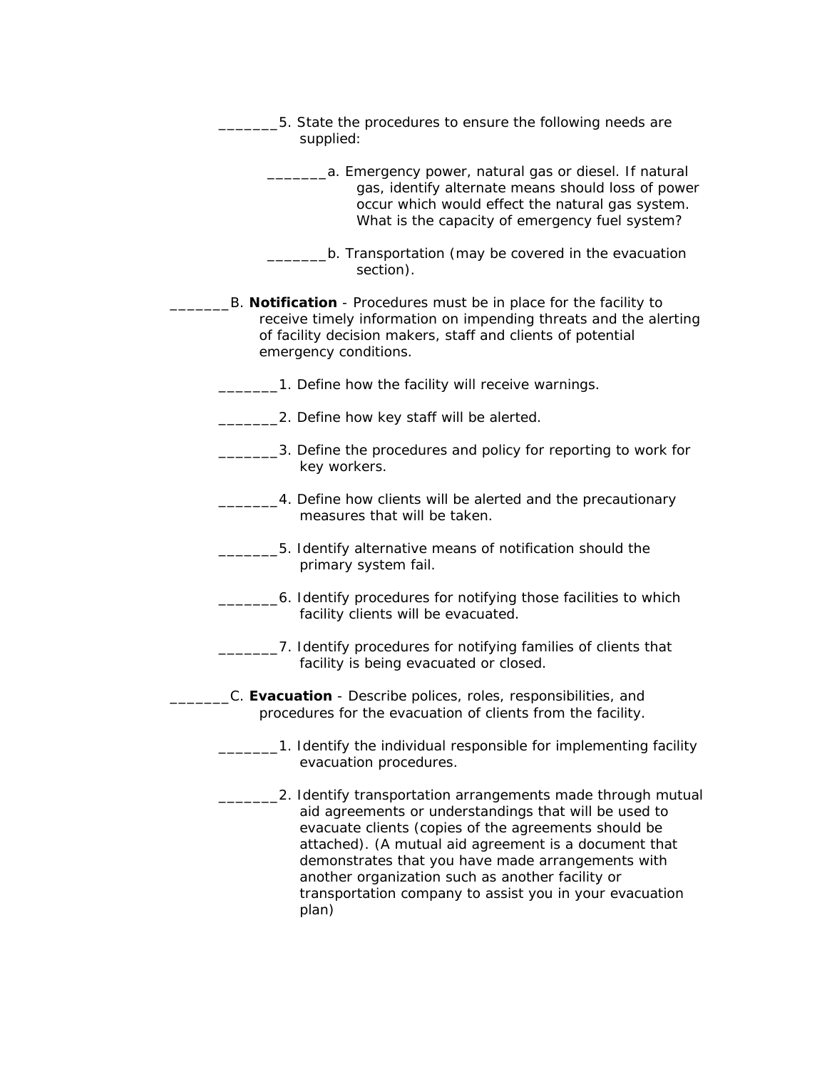_______5. State the procedures to ensure the following needs are supplied:

_______a. Emergency power, natural gas or diesel. If natural gas, identify alternate means should loss of power occur which would effect the natural gas system. What is the capacity of emergency fuel system?

_______b. Transportation (may be covered in the evacuation section).

_______B. **Notification** - Procedures must be in place for the facility to receive timely information on impending threats and the alerting of facility decision makers, staff and clients of potential emergency conditions.

_______1. Define how the facility will receive warnings.

_______2. Define how key staff will be alerted.

_______3. Define the procedures and policy for reporting to work for key workers.

_______4. Define how clients will be alerted and the precautionary measures that will be taken.

_______5. Identify alternative means of notification should the primary system fail.

_______6. Identify procedures for notifying those facilities to which facility clients will be evacuated.

_______7. Identify procedures for notifying families of clients that facility is being evacuated or closed.

_______C. **Evacuation** - Describe polices, roles, responsibilities, and procedures for the evacuation of clients from the facility.

_______1. Identify the individual responsible for implementing facility evacuation procedures.

_______2. Identify transportation arrangements made through mutual aid agreements or understandings that will be used to evacuate clients (copies of the agreements should be attached). (A mutual aid agreement is a document that demonstrates that you have made arrangements with another organization such as another facility or transportation company to assist you in your evacuation plan)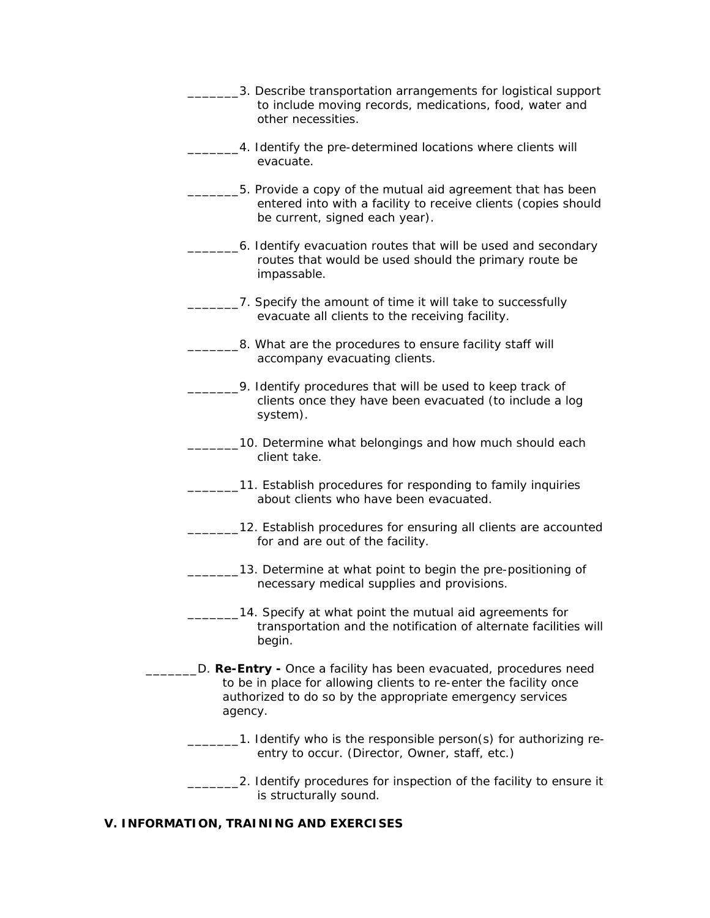_______3. Describe transportation arrangements for logistical support to include moving records, medications, food, water and other necessities.

_______4. Identify the pre-determined locations where clients will evacuate.

_______5. Provide a copy of the mutual aid agreement that has been entered into with a facility to receive clients (copies should be current, signed each year).

_______6. Identify evacuation routes that will be used and secondary routes that would be used should the primary route be impassable.

_______7. Specify the amount of time it will take to successfully evacuate all clients to the receiving facility.

_______8. What are the procedures to ensure facility staff will accompany evacuating clients.

_______9. Identify procedures that will be used to keep track of clients once they have been evacuated (to include a log system).

_______10. Determine what belongings and how much should each client take.

_______11. Establish procedures for responding to family inquiries about clients who have been evacuated.

_______12. Establish procedures for ensuring all clients are accounted for and are out of the facility.

_______13. Determine at what point to begin the pre-positioning of necessary medical supplies and provisions.

_______14. Specify at what point the mutual aid agreements for transportation and the notification of alternate facilities will begin.

_______D. **Re-Entry -** Once a facility has been evacuated, procedures need to be in place for allowing clients to re-enter the facility once authorized to do so by the appropriate emergency services agency.

_______1. Identify who is the responsible person(s) for authorizing re-entry to occur. (Director, Owner, staff, etc.)

_______2. Identify procedures for inspection of the facility to ensure it is structurally sound.

## V. INFORMATION, TRAINING AND EXERCISES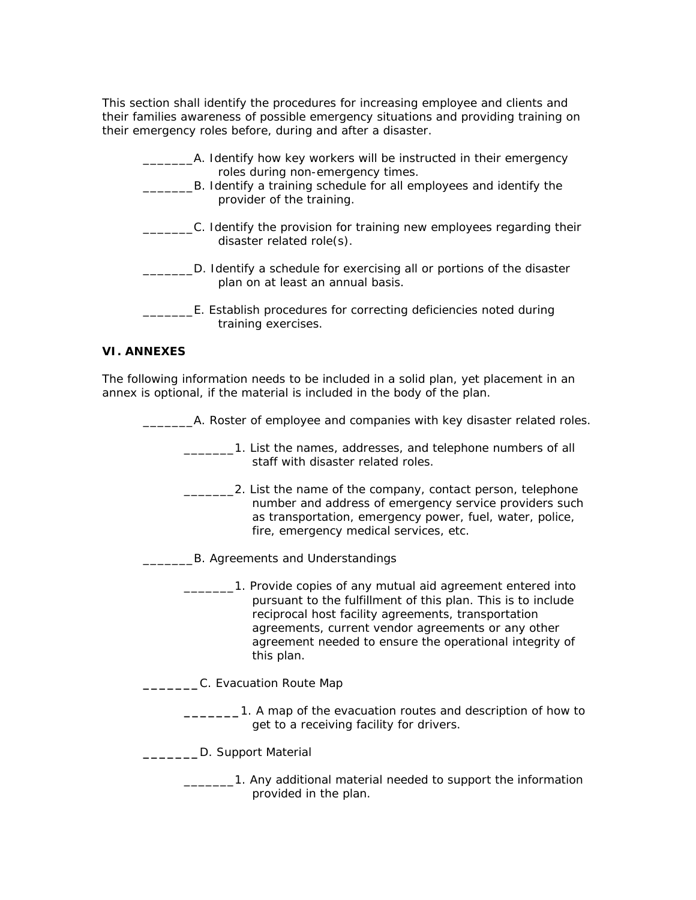This section shall identify the procedures for increasing employee and clients and their families awareness of possible emergency situations and providing training on their emergency roles before, during and after a disaster.

_______A. Identify how key workers will be instructed in their emergency roles during non-emergency times.

_______B. Identify a training schedule for all employees and identify the provider of the training.

_______C. Identify the provision for training new employees regarding their disaster related role(s).

_______D. Identify a schedule for exercising all or portions of the disaster plan on at least an annual basis.

_______E. Establish procedures for correcting deficiencies noted during training exercises.

**VI. ANNEXES**

The following information needs to be included in a solid plan, yet placement in an annex is optional, if the material is included in the body of the plan.

_______A. Roster of employee and companies with key disaster related roles.

_______1. List the names, addresses, and telephone numbers of all staff with disaster related roles.

_______2. List the name of the company, contact person, telephone number and address of emergency service providers such as transportation, emergency power, fuel, water, police, fire, emergency medical services, etc.

_______B. Agreements and Understandings

_______1. Provide copies of any mutual aid agreement entered into pursuant to the fulfillment of this plan. This is to include reciprocal host facility agreements, transportation agreements, current vendor agreements or any other agreement needed to ensure the operational integrity of this plan.

_______C. Evacuation Route Map

_______1. A map of the evacuation routes and description of how to get to a receiving facility for drivers.

_______D. Support Material

_______1. Any additional material needed to support the information provided in the plan.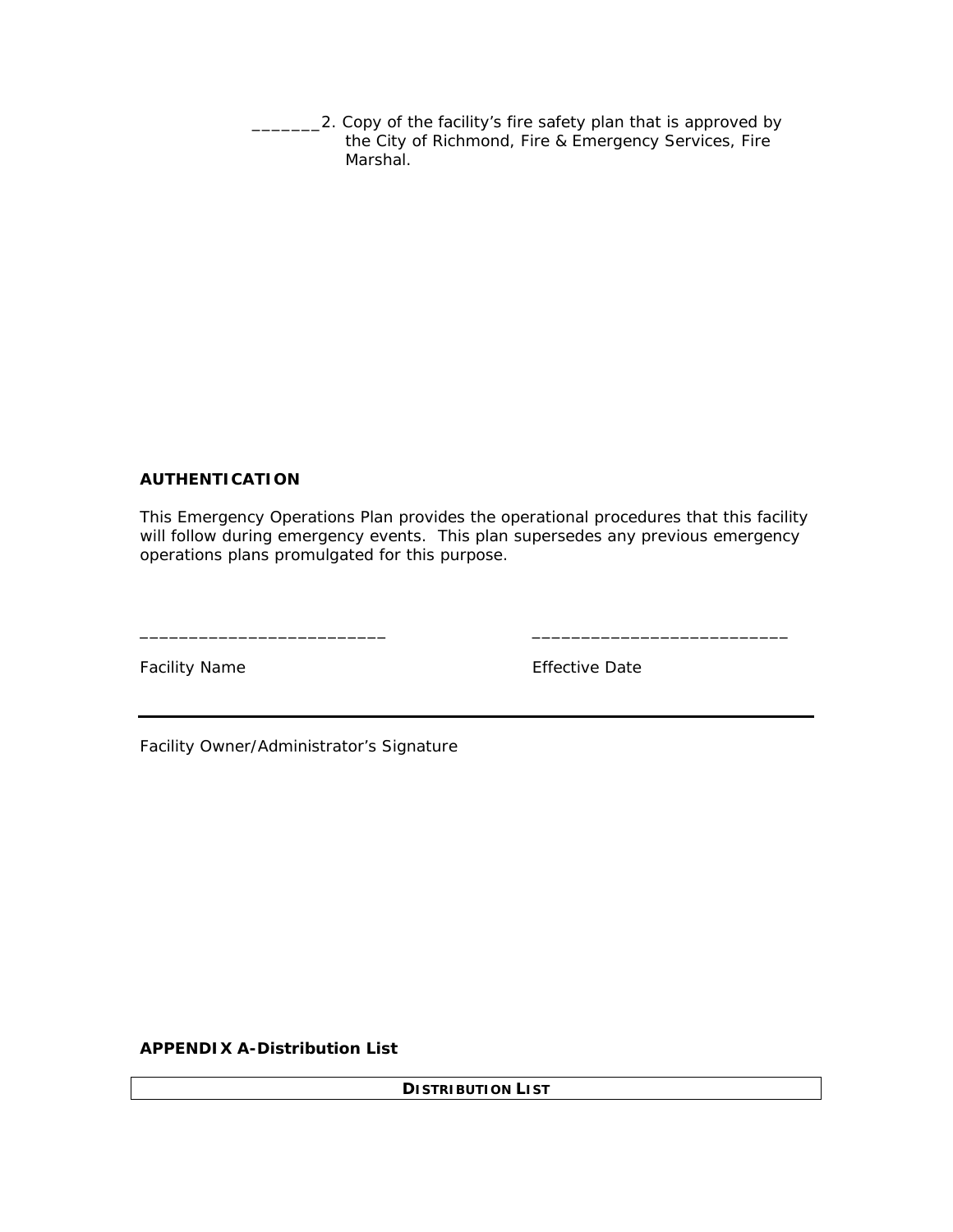_______2. Copy of the facility's fire safety plan that is approved by the City of Richmond, Fire & Emergency Services, Fire Marshal.

**AUTHENTICATION**

This Emergency Operations Plan provides the operational procedures that this facility will follow during emergency events. This plan supersedes any previous emergency operations plans promulgated for this purpose.

_________________________ ______________________________

Facility Name Effective Date

______________________________________________________________

Facility Owner/Administrator's Signature

**APPENDIX A-Distribution List**

| **DISTRIBUTION LIST** |
|---|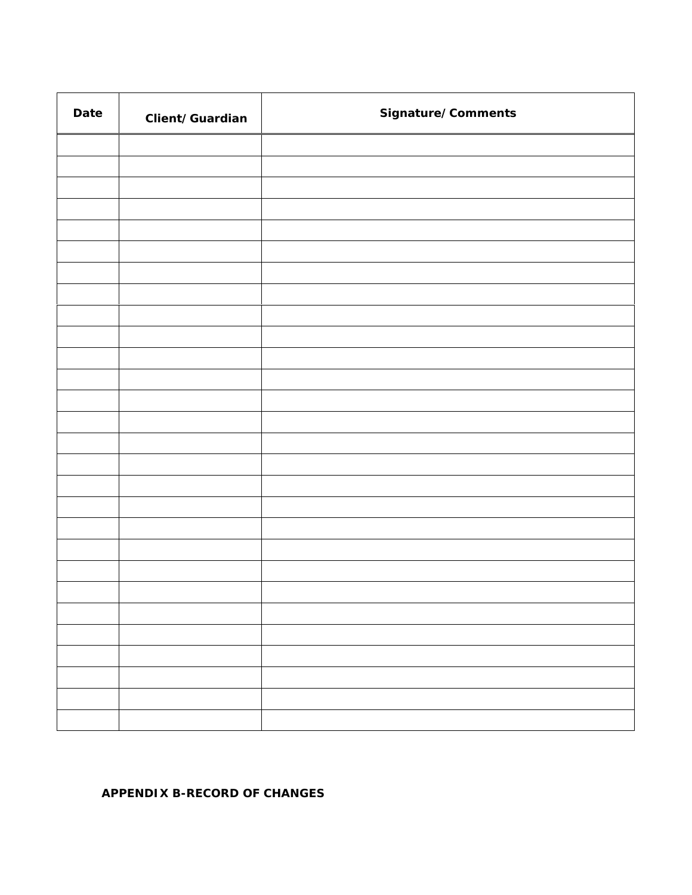| Date | Client/Guardian | Signature/Comments |
|---|---|---|
| | | |
| | | |
| | | |
| | | |
| | | |
| | | |
| | | |
| | | |
| | | |
| | | |
| | | |
| | | |
| | | |
| | | |
| | | |
| | | |
| | | |
| | | |
| | | |
| | | |
| | | |
| | | |
| | | |
| | | |
| | | |
| | | |
| | | |
| | | |

**APPENDIX B-RECORD OF CHANGES**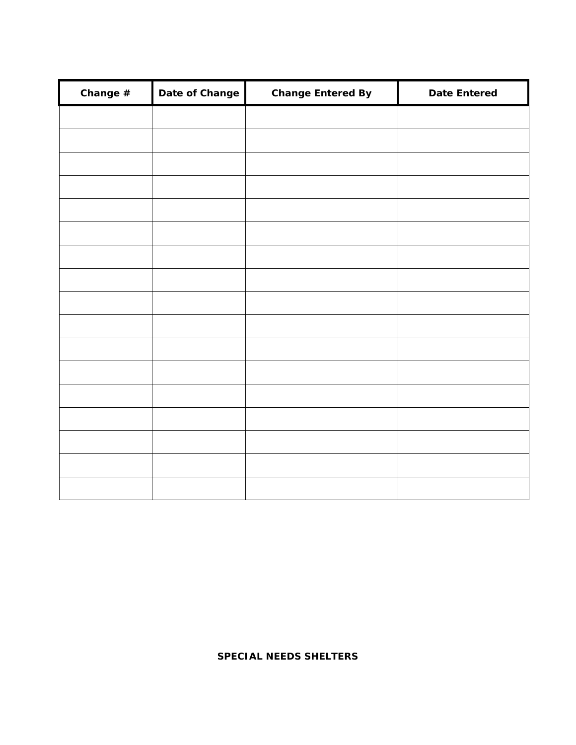| Change # | Date of Change | Change Entered By | Date Entered |
|---|---|---|---|
| | | | |
| | | | |
| | | | |
| | | | |
| | | | |
| | | | |
| | | | |
| | | | |
| | | | |
| | | | |
| | | | |
| | | | |
| | | | |
| | | | |
| | | | |
| | | | |
| | | | |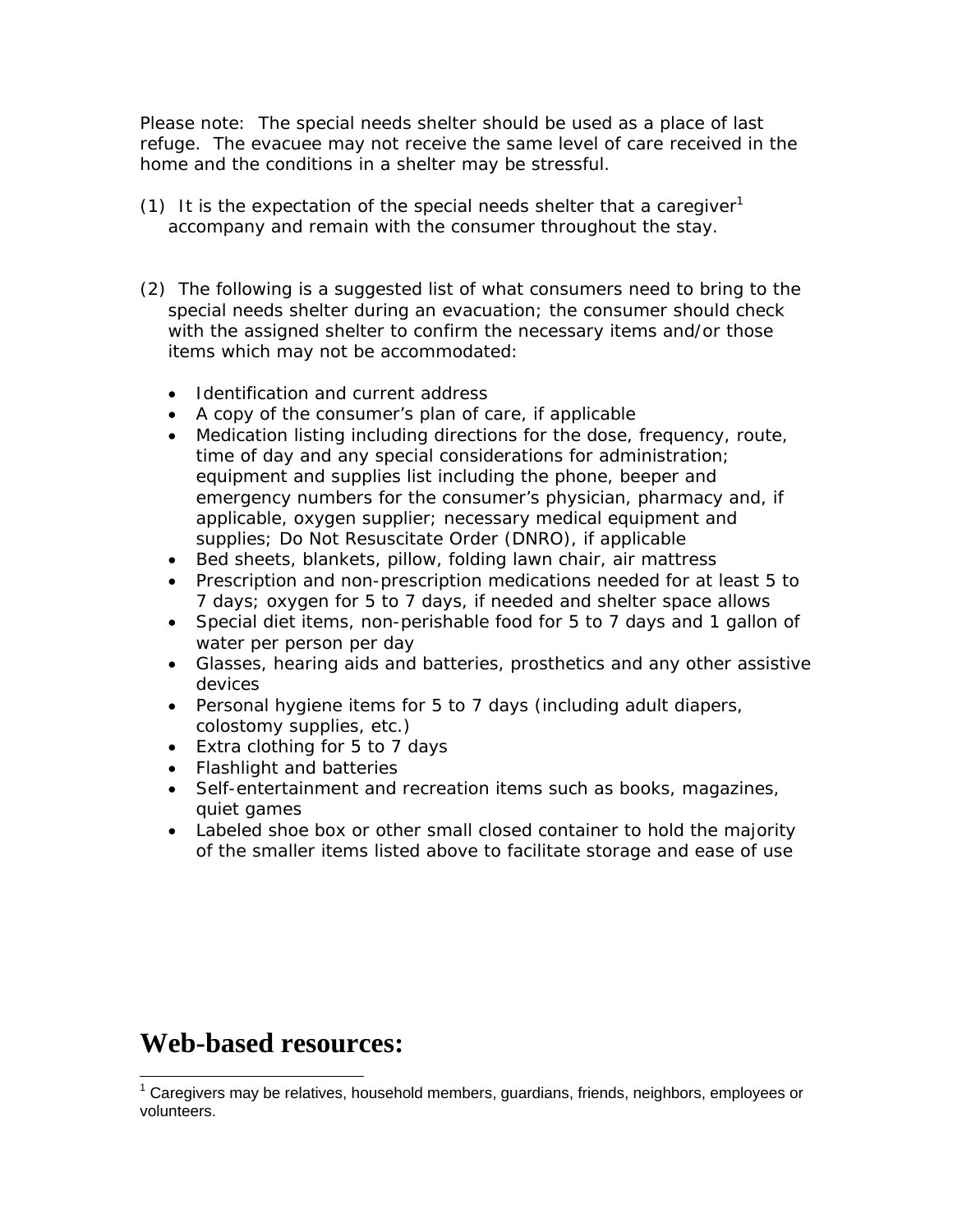Please note: The special needs shelter should be used as a place of last refuge. The evacuee may not receive the same level of care received in the home and the conditions in a shelter may be stressful.

(1) It is the expectation of the special needs shelter that a caregiver[1] accompany and remain with the consumer throughout the stay.

(2) The following is a suggested list of what consumers need to bring to the special needs shelter during an evacuation; the consumer should check with the assigned shelter to confirm the necessary items and/or those items which may not be accommodated:

- Identification and current address
- A copy of the consumer's plan of care, if applicable
- Medication listing including directions for the dose, frequency, route, time of day and any special considerations for administration; equipment and supplies list including the phone, beeper and emergency numbers for the consumer's physician, pharmacy and, if applicable, oxygen supplier; necessary medical equipment and supplies; Do Not Resuscitate Order (DNRO), if applicable
- Bed sheets, blankets, pillow, folding lawn chair, air mattress
- Prescription and non-prescription medications needed for at least 5 to 7 days; oxygen for 5 to 7 days, if needed and shelter space allows
- Special diet items, non-perishable food for 5 to 7 days and 1 gallon of water per person per day
- Glasses, hearing aids and batteries, prosthetics and any other assistive devices
- Personal hygiene items for 5 to 7 days (including adult diapers, colostomy supplies, etc.)
- Extra clothing for 5 to 7 days
- Flashlight and batteries
- Self-entertainment and recreation items such as books, magazines, quiet games
- Labeled shoe box or other small closed container to hold the majority of the smaller items listed above to facilitate storage and ease of use

# Web-based resources:

[1] Caregivers may be relatives, household members, guardians, friends, neighbors, employees or volunteers.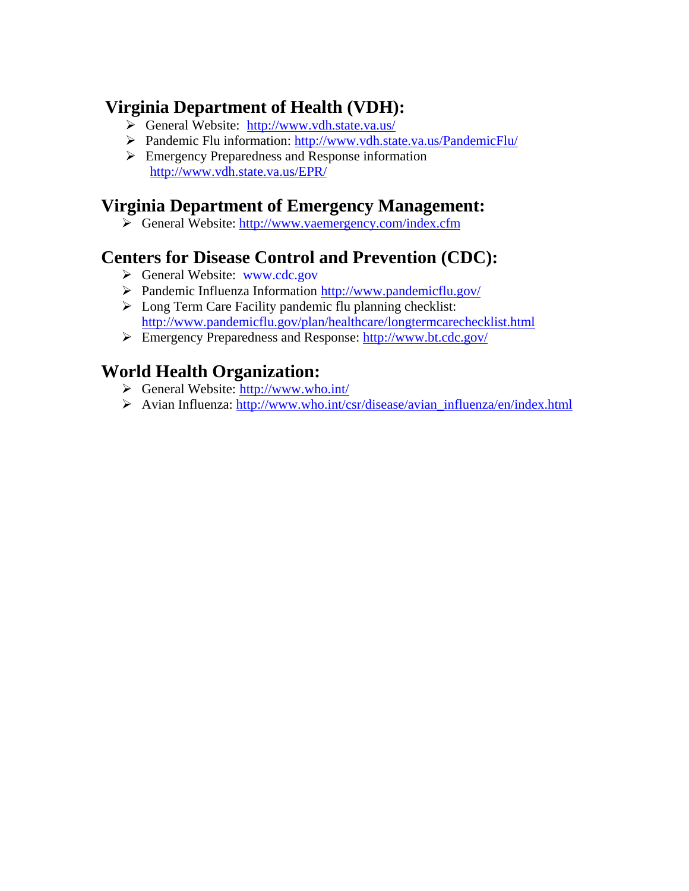## Virginia Department of Health (VDH):

- General Website: http://www.vdh.state.va.us/
- Pandemic Flu information: http://www.vdh.state.va.us/PandemicFlu/
- Emergency Preparedness and Response information http://www.vdh.state.va.us/EPR/

## Virginia Department of Emergency Management:

- General Website: http://www.vaemergency.com/index.cfm

## Centers for Disease Control and Prevention (CDC):

- General Website: www.cdc.gov
- Pandemic Influenza Information http://www.pandemicflu.gov/
- Long Term Care Facility pandemic flu planning checklist: http://www.pandemicflu.gov/plan/healthcare/longtermcarechecklist.html
- Emergency Preparedness and Response: http://www.bt.cdc.gov/

## World Health Organization:

- General Website: http://www.who.int/
- Avian Influenza: http://www.who.int/csr/disease/avian_influenza/en/index.html